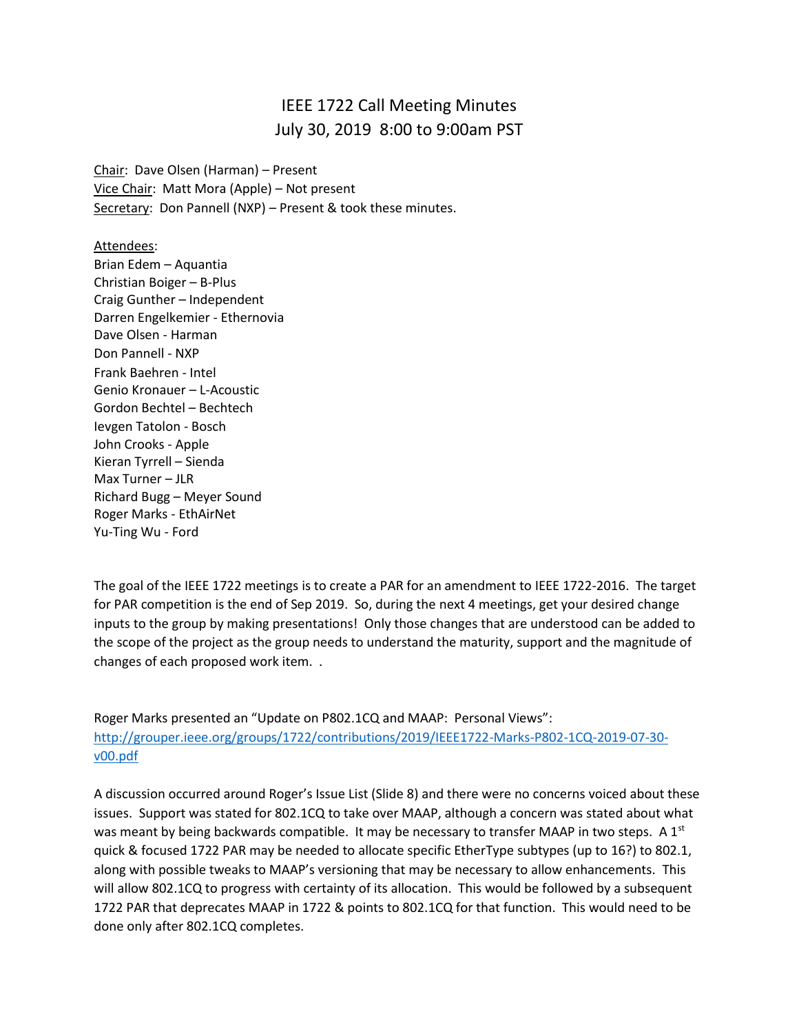# IEEE 1722 Call Meeting Minutes
## July 30, 2019 8:00 to 9:00am PST

Chair: Dave Olsen (Harman) – Present
Vice Chair: Matt Mora (Apple) – Not present
Secretary: Don Pannell (NXP) – Present & took these minutes.

Attendees:
Brian Edem – Aquantia
Christian Boiger – B-Plus
Craig Gunther – Independent
Darren Engelkemier - Ethernovia
Dave Olsen - Harman
Don Pannell - NXP
Frank Baehren - Intel
Genio Kronauer – L-Acoustic
Gordon Bechtel – Bechtech
Ievgen Tatolon - Bosch
John Crooks - Apple
Kieran Tyrrell – Sienda
Max Turner – JLR
Richard Bugg – Meyer Sound
Roger Marks - EthAirNet
Yu-Ting Wu - Ford

The goal of the IEEE 1722 meetings is to create a PAR for an amendment to IEEE 1722-2016. The target for PAR competition is the end of Sep 2019. So, during the next 4 meetings, get your desired change inputs to the group by making presentations! Only those changes that are understood can be added to the scope of the project as the group needs to understand the maturity, support and the magnitude of changes of each proposed work item. .

Roger Marks presented an "Update on P802.1CQ and MAAP: Personal Views": http://grouper.ieee.org/groups/1722/contributions/2019/IEEE1722-Marks-P802-1CQ-2019-07-30-v00.pdf

A discussion occurred around Roger's Issue List (Slide 8) and there were no concerns voiced about these issues. Support was stated for 802.1CQ to take over MAAP, although a concern was stated about what was meant by being backwards compatible. It may be necessary to transfer MAAP in two steps. A 1st quick & focused 1722 PAR may be needed to allocate specific EtherType subtypes (up to 16?) to 802.1, along with possible tweaks to MAAP's versioning that may be necessary to allow enhancements. This will allow 802.1CQ to progress with certainty of its allocation. This would be followed by a subsequent 1722 PAR that deprecates MAAP in 1722 & points to 802.1CQ for that function. This would need to be done only after 802.1CQ completes.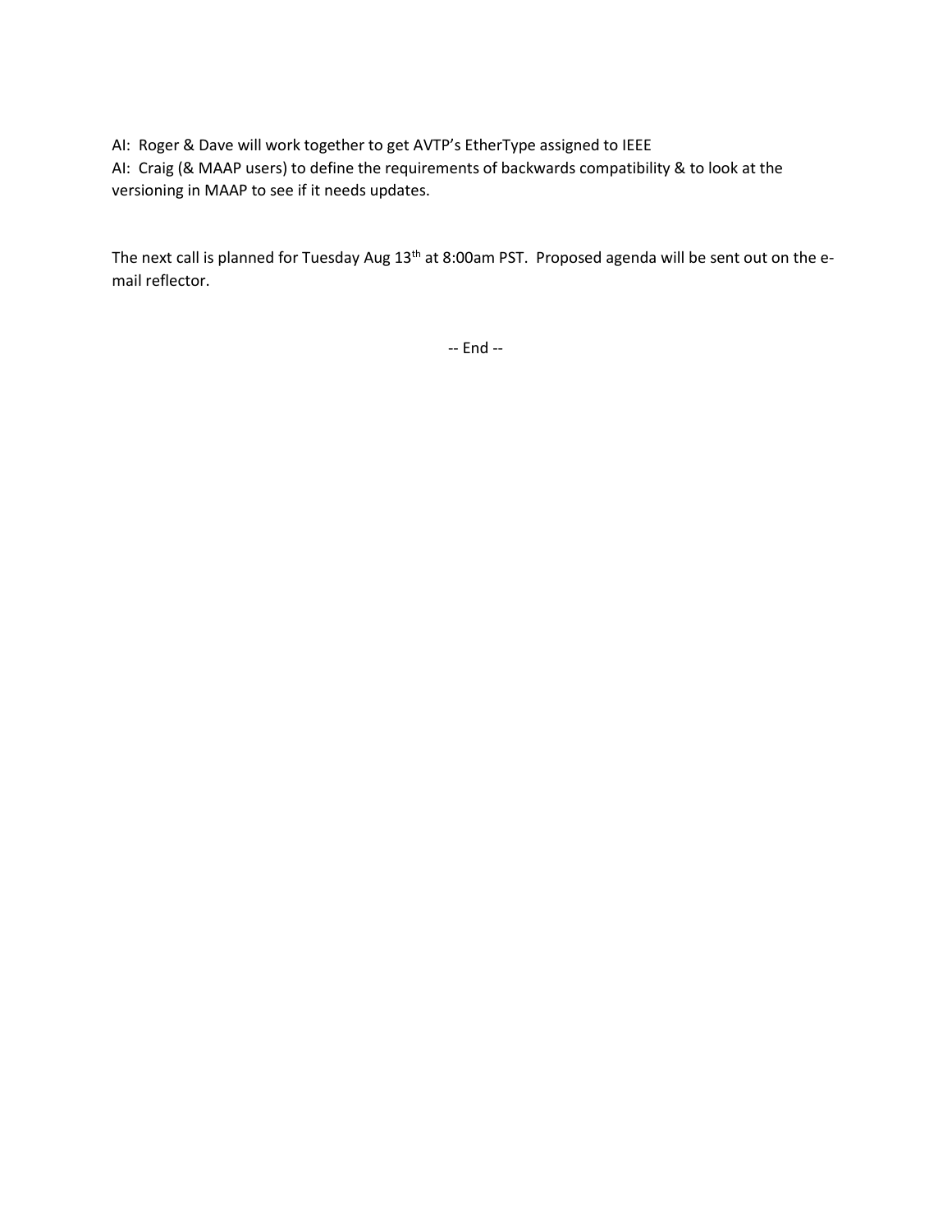AI: Roger & Dave will work together to get AVTP's EtherType assigned to IEEE
AI: Craig (& MAAP users) to define the requirements of backwards compatibility & to look at the versioning in MAAP to see if it needs updates.

The next call is planned for Tuesday Aug 13th at 8:00am PST. Proposed agenda will be sent out on the e-mail reflector.

-- End --